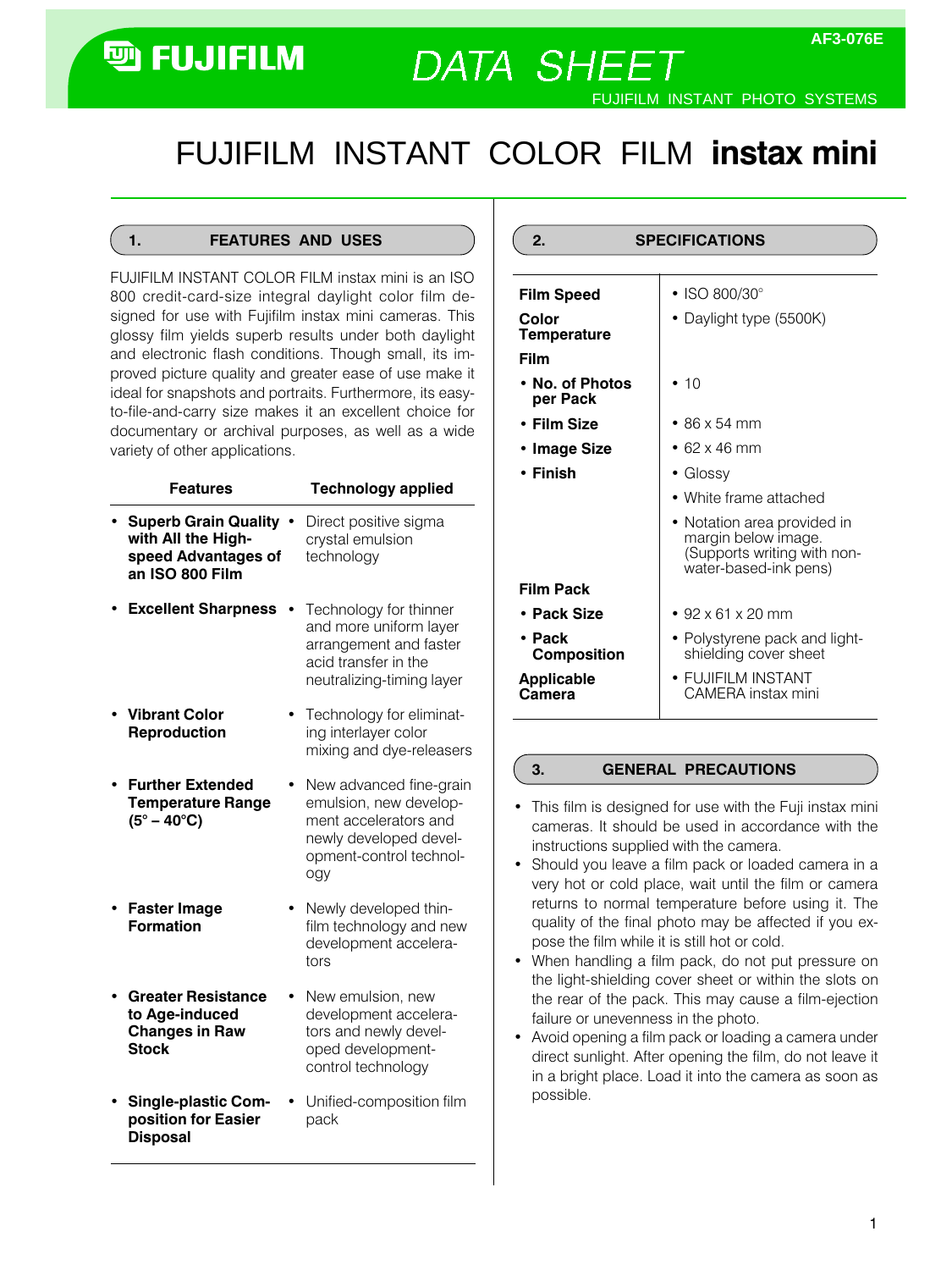FUJIFILM

# DATA SHEET

AF3-076E

FUJIFILM INSTANT PHOTO SYSTEMS

# FUJIFILM INSTANT COLOR FILM **instax mini**

## 1. FEATURES AND USES

FUJIFILM INSTANT COLOR FILM instax mini is an ISO 800 credit-card-size integral daylight color film designed for use with Fujifilm instax mini cameras. This glossy film yields superb results under both daylight and electronic flash conditions. Though small, its improved picture quality and greater ease of use make it ideal for snapshots and portraits. Furthermore, its easy-to-file-and-carry size makes it an excellent choice for documentary or archival purposes, as well as a wide variety of other applications.

| Features | Technology applied |
|---|---|
| • **Superb Grain Quality with All the High-speed Advantages of an ISO 800 Film** | • Direct positive sigma crystal emulsion technology |
| • **Excellent Sharpness** | • Technology for thinner and more uniform layer arrangement and faster acid transfer in the neutralizing-timing layer |
| • **Vibrant Color Reproduction** | • Technology for eliminating interlayer color mixing and dye-releasers |
| • **Further Extended Temperature Range (5° – 40°C)** | • New advanced fine-grain emulsion, new development accelerators and newly developed development-control technology |
| • **Faster Image Formation** | • Newly developed thin-film technology and new development accelerators |
| • **Greater Resistance to Age-induced Changes in Raw Stock** | • New emulsion, new development accelerators and newly developed development-control technology |
| • **Single-plastic Composition for Easier Disposal** | • Unified-composition film pack |

## 2. SPECIFICATIONS

| | |
|---|---|
| **Film Speed** | • ISO 800/30° |
| **Color Temperature** | • Daylight type (5500K) |
| **Film** | |
| • **No. of Photos per Pack** | • 10 |
| • **Film Size** | • 86 x 54 mm |
| • **Image Size** | • 62 x 46 mm |
| • **Finish** | • Glossy<br>• White frame attached<br>• Notation area provided in margin below image. (Supports writing with non-water-based-ink pens) |
| **Film Pack** | |
| • **Pack Size** | • 92 x 61 x 20 mm |
| • **Pack Composition** | • Polystyrene pack and light-shielding cover sheet |
| **Applicable Camera** | • FUJIFILM INSTANT CAMERA instax mini |

## 3. GENERAL PRECAUTIONS

- This film is designed for use with the Fuji instax mini cameras. It should be used in accordance with the instructions supplied with the camera.
- Should you leave a film pack or loaded camera in a very hot or cold place, wait until the film or camera returns to normal temperature before using it. The quality of the final photo may be affected if you expose the film while it is still hot or cold.
- When handling a film pack, do not put pressure on the light-shielding cover sheet or within the slots on the rear of the pack. This may cause a film-ejection failure or unevenness in the photo.
- Avoid opening a film pack or loading a camera under direct sunlight. After opening the film, do not leave it in a bright place. Load it into the camera as soon as possible.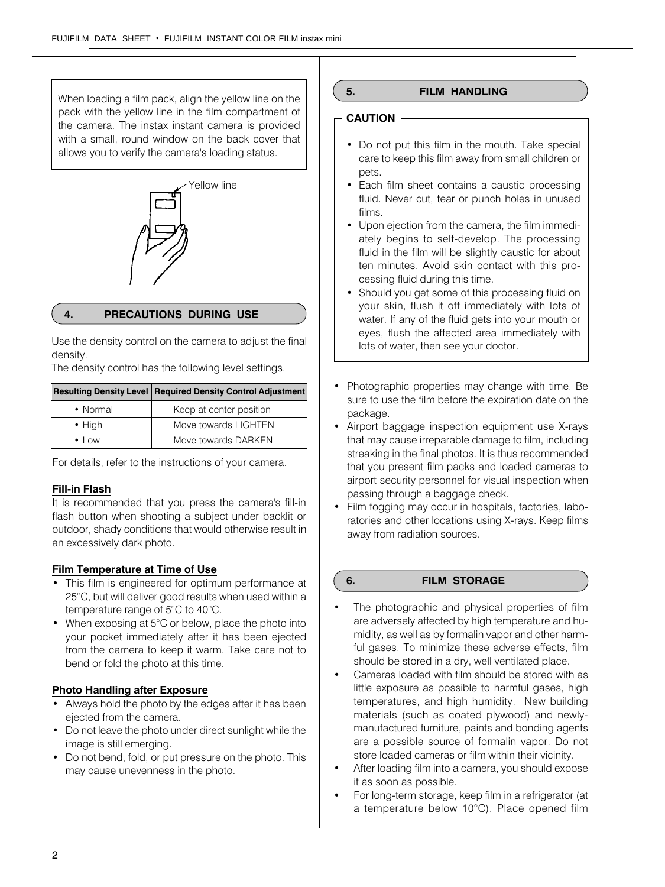When loading a film pack, align the yellow line on the pack with the yellow line in the film compartment of the camera. The instax instant camera is provided with a small, round window on the back cover that allows you to verify the camera's loading status.

Yellow line

## 4. PRECAUTIONS DURING USE

Use the density control on the camera to adjust the final density.

The density control has the following level settings.

| Resulting Density Level | Required Density Control Adjustment |
|---|---|
| • Normal | Keep at center position |
| • High | Move towards LIGHTEN |
| • Low | Move towards DARKEN |

For details, refer to the instructions of your camera.

### Fill-in Flash

It is recommended that you press the camera's fill-in flash button when shooting a subject under backlit or outdoor, shady conditions that would otherwise result in an excessively dark photo.

### Film Temperature at Time of Use

- This film is engineered for optimum performance at 25°C, but will deliver good results when used within a temperature range of 5°C to 40°C.
- When exposing at 5°C or below, place the photo into your pocket immediately after it has been ejected from the camera to keep it warm. Take care not to bend or fold the photo at this time.

### Photo Handling after Exposure

- Always hold the photo by the edges after it has been ejected from the camera.
- Do not leave the photo under direct sunlight while the image is still emerging.
- Do not bend, fold, or put pressure on the photo. This may cause unevenness in the photo.

## 5. FILM HANDLING

**CAUTION**

- Do not put this film in the mouth. Take special care to keep this film away from small children or pets.
- Each film sheet contains a caustic processing fluid. Never cut, tear or punch holes in unused films.
- Upon ejection from the camera, the film immediately begins to self-develop. The processing fluid in the film will be slightly caustic for about ten minutes. Avoid skin contact with this processing fluid during this time.
- Should you get some of this processing fluid on your skin, flush it off immediately with lots of water. If any of the fluid gets into your mouth or eyes, flush the affected area immediately with lots of water, then see your doctor.

- Photographic properties may change with time. Be sure to use the film before the expiration date on the package.
- Airport baggage inspection equipment use X-rays that may cause irreparable damage to film, including streaking in the final photos. It is thus recommended that you present film packs and loaded cameras to airport security personnel for visual inspection when passing through a baggage check.
- Film fogging may occur in hospitals, factories, laboratories and other locations using X-rays. Keep films away from radiation sources.

## 6. FILM STORAGE

- The photographic and physical properties of film are adversely affected by high temperature and humidity, as well as by formalin vapor and other harmful gases. To minimize these adverse effects, film should be stored in a dry, well ventilated place.
- Cameras loaded with film should be stored with as little exposure as possible to harmful gases, high temperatures, and high humidity. New building materials (such as coated plywood) and newly-manufactured furniture, paints and bonding agents are a possible source of formalin vapor. Do not store loaded cameras or film within their vicinity.
- After loading film into a camera, you should expose it as soon as possible.
- For long-term storage, keep film in a refrigerator (at a temperature below 10°C). Place opened film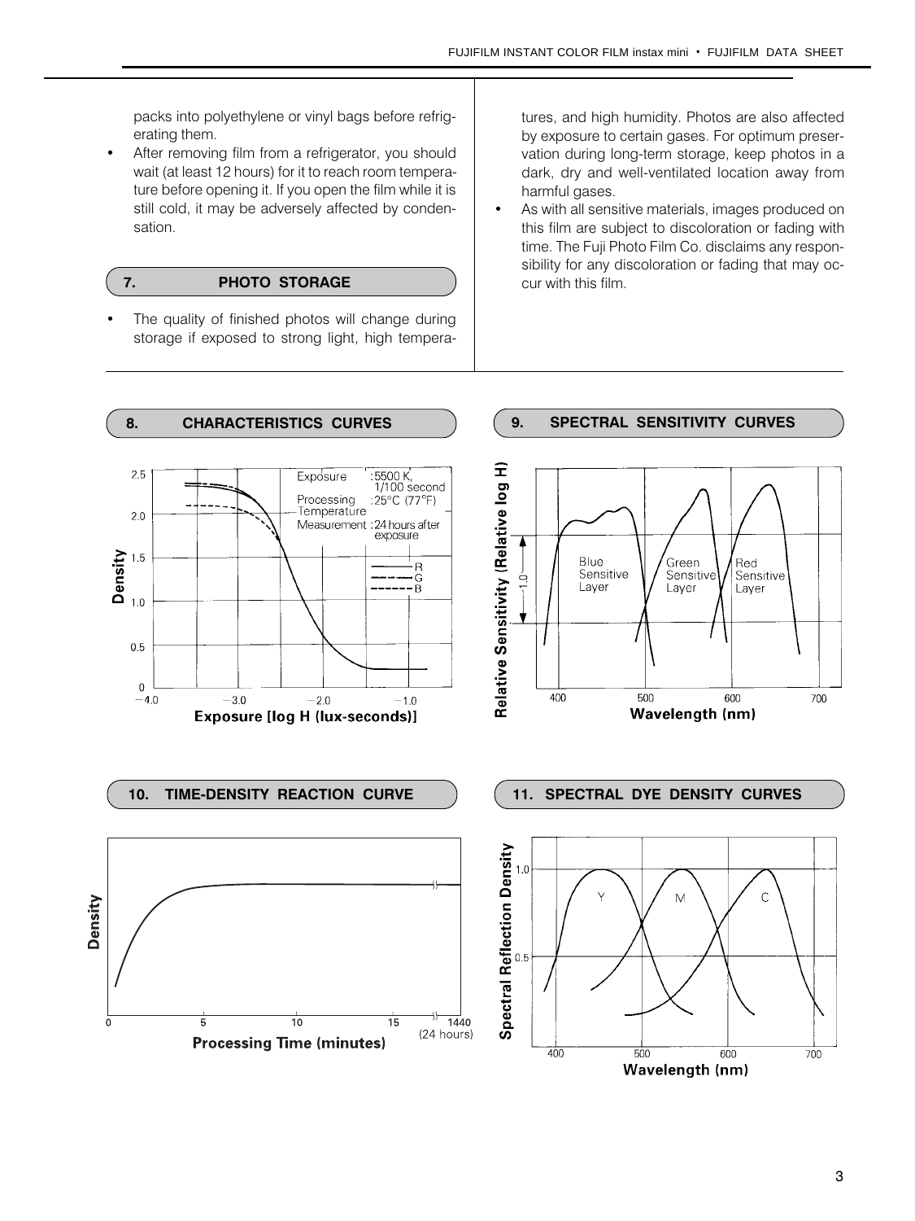packs into polyethylene or vinyl bags before refrigerating them.

- After removing film from a refrigerator, you should wait (at least 12 hours) for it to reach room temperature before opening it. If you open the film while it is still cold, it may be adversely affected by condensation.

## 7. PHOTO STORAGE

- The quality of finished photos will change during storage if exposed to strong light, high temperatures, and high humidity. Photos are also affected by exposure to certain gases. For optimum preservation during long-term storage, keep photos in a dark, dry and well-ventilated location away from harmful gases.
- As with all sensitive materials, images produced on this film are subject to discoloration or fading with time. The Fuji Photo Film Co. disclaims any responsibility for any discoloration or fading that may occur with this film.

## 8. CHARACTERISTICS CURVES

Exposure: 5500 K, 1/100 second
Processing Temperature: 25°C (77°F)
Measurement: 24 hours after exposure

R, G, B

Density

Exposure [log H (lux-seconds)]

## 9. SPECTRAL SENSITIVITY CURVES

Blue Sensitive Layer, Green Sensitive Layer, Red Sensitive Layer

Relative Sensitivity (Relative log H)

Wavelength (nm)

## 10. TIME-DENSITY REACTION CURVE

Density

Processing Time (minutes)

1440 (24 hours)

## 11. SPECTRAL DYE DENSITY CURVES

Y, M, C

Spectral Reflection Density

Wavelength (nm)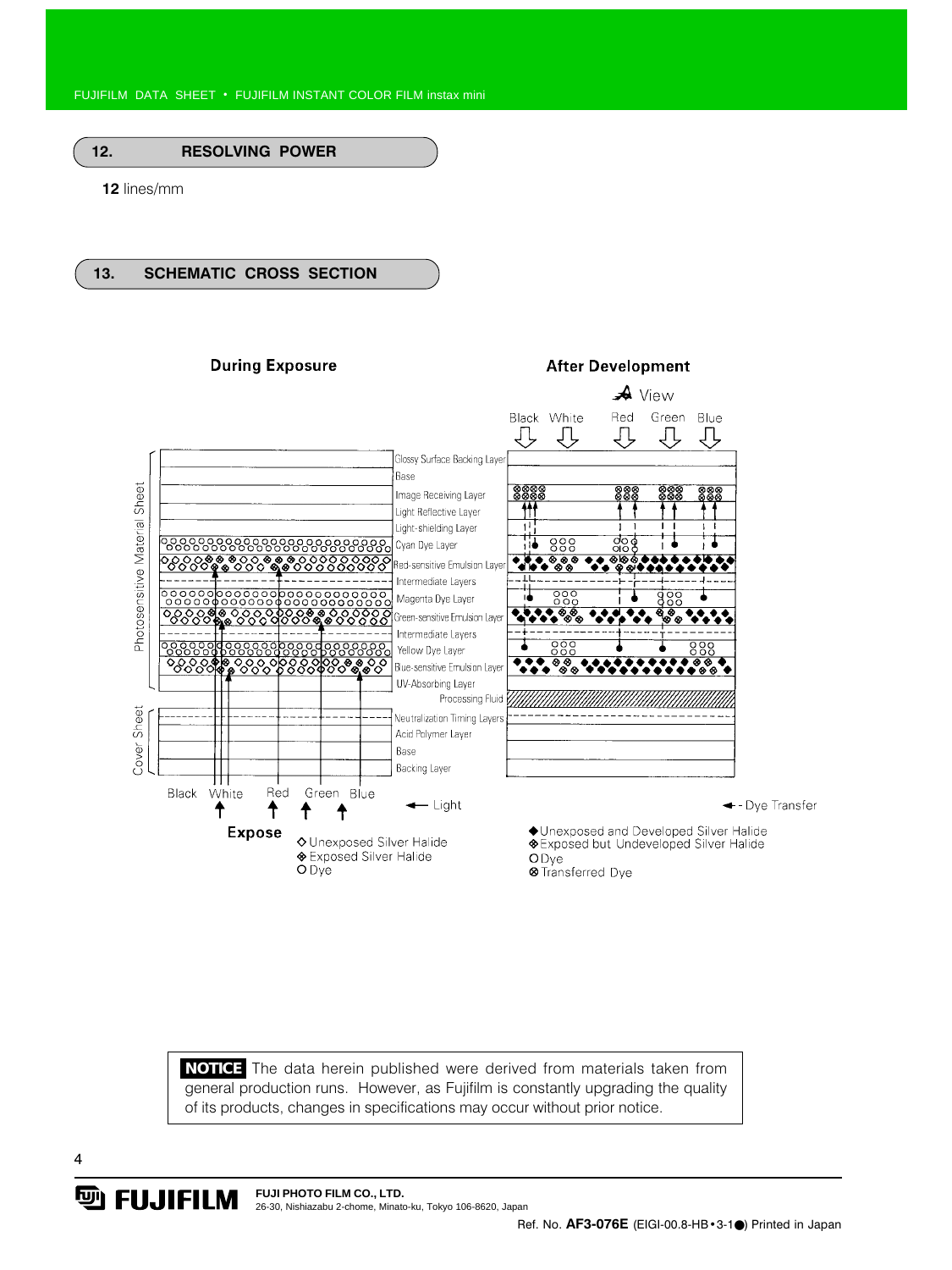## 12. RESOLVING POWER

**12** lines/mm

## 13. SCHEMATIC CROSS SECTION

During Exposure

After Development

View

Black White Red Green Blue

Photosensitive Material Sheet

Glossy Surface Backing Layer
Base
Image Receiving Layer
Light Reflective Layer
Light-shielding Layer
Cyan Dye Layer
Red-sensitive Emulsion Layer
Intermediate Layers
Magenta Dye Layer
Green-sensitive Emulsion Layer
Intermediate Layers
Yellow Dye Layer
Blue-sensitive Emulsion Layer
UV-Absorbing Layer
Processing Fluid

Cover Sheet

Neutralization Timing Layers
Acid Polymer Layer
Base
Backing Layer

Black White Red Green Blue

Light

Dye Transfer

Expose

◇ Unexposed Silver Halide
Exposed Silver Halide
○ Dye

◆ Unexposed and Developed Silver Halide
Exposed but Undeveloped Silver Halide
○ Dye
⊗ Transferred Dye

**NOTICE** The data herein published were derived from materials taken from general production runs. However, as Fujifilm is constantly upgrading the quality of its products, changes in specifications may occur without prior notice.

FUJIFILM

**FUJI PHOTO FILM CO., LTD.**
26-30, Nishiazabu 2-chome, Minato-ku, Tokyo 106-8620, Japan

Ref. No. **AF3-076E** (EIGI-00.8-HB • 3-1●) Printed in Japan